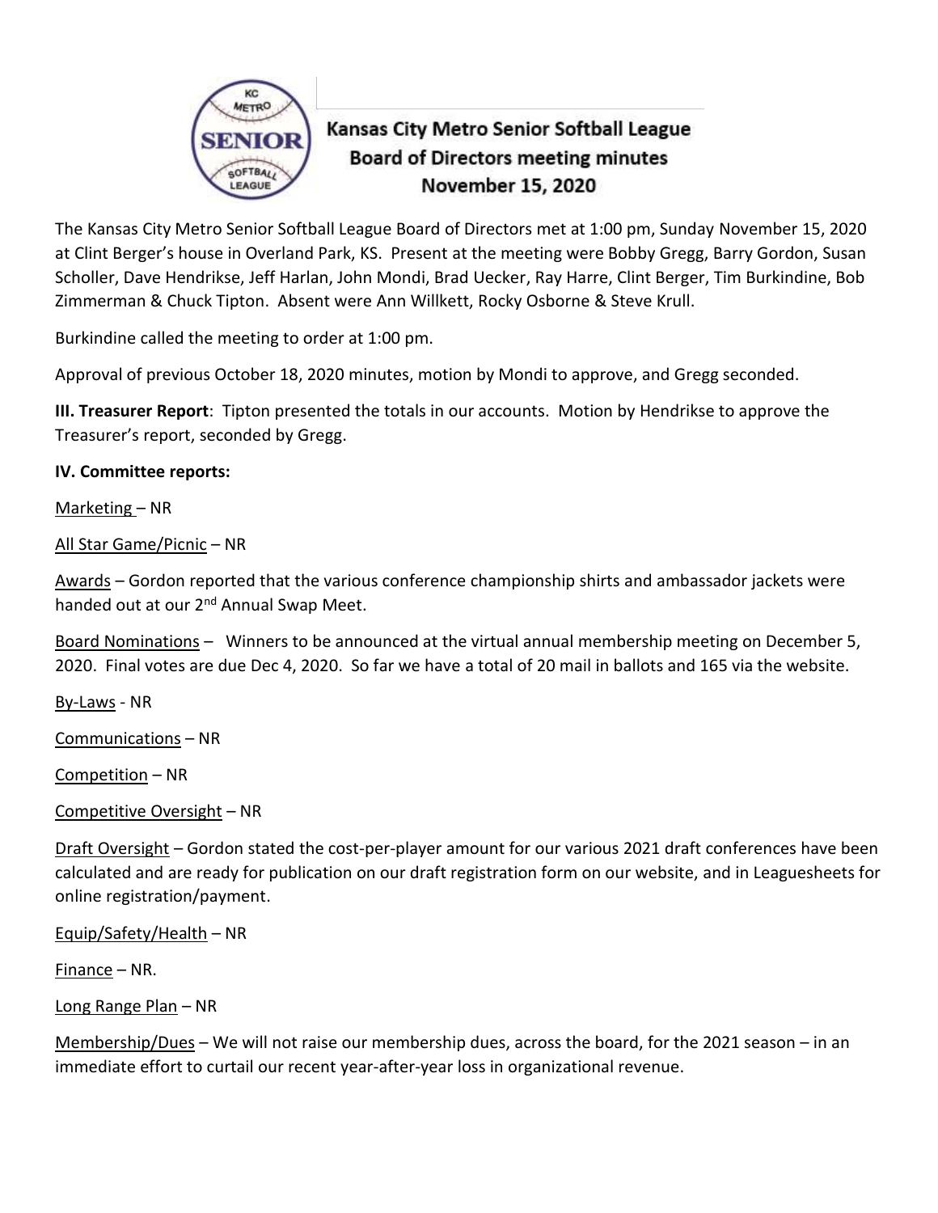# Kansas City Metro Senior Softball League
## Board of Directors meeting minutes
## November 15, 2020

The Kansas City Metro Senior Softball League Board of Directors met at 1:00 pm, Sunday November 15, 2020 at Clint Berger's house in Overland Park, KS. Present at the meeting were Bobby Gregg, Barry Gordon, Susan Scholler, Dave Hendrikse, Jeff Harlan, John Mondi, Brad Uecker, Ray Harre, Clint Berger, Tim Burkindine, Bob Zimmerman & Chuck Tipton. Absent were Ann Willkett, Rocky Osborne & Steve Krull.

Burkindine called the meeting to order at 1:00 pm.

Approval of previous October 18, 2020 minutes, motion by Mondi to approve, and Gregg seconded.

**III. Treasurer Report**: Tipton presented the totals in our accounts. Motion by Hendrikse to approve the Treasurer's report, seconded by Gregg.

**IV. Committee reports:**

Marketing – NR

All Star Game/Picnic – NR

Awards – Gordon reported that the various conference championship shirts and ambassador jackets were handed out at our 2nd Annual Swap Meet.

Board Nominations – Winners to be announced at the virtual annual membership meeting on December 5, 2020. Final votes are due Dec 4, 2020. So far we have a total of 20 mail in ballots and 165 via the website.

By-Laws - NR

Communications – NR

Competition – NR

Competitive Oversight – NR

Draft Oversight – Gordon stated the cost-per-player amount for our various 2021 draft conferences have been calculated and are ready for publication on our draft registration form on our website, and in Leaguesheets for online registration/payment.

Equip/Safety/Health – NR

Finance – NR.

Long Range Plan – NR

Membership/Dues – We will not raise our membership dues, across the board, for the 2021 season – in an immediate effort to curtail our recent year-after-year loss in organizational revenue.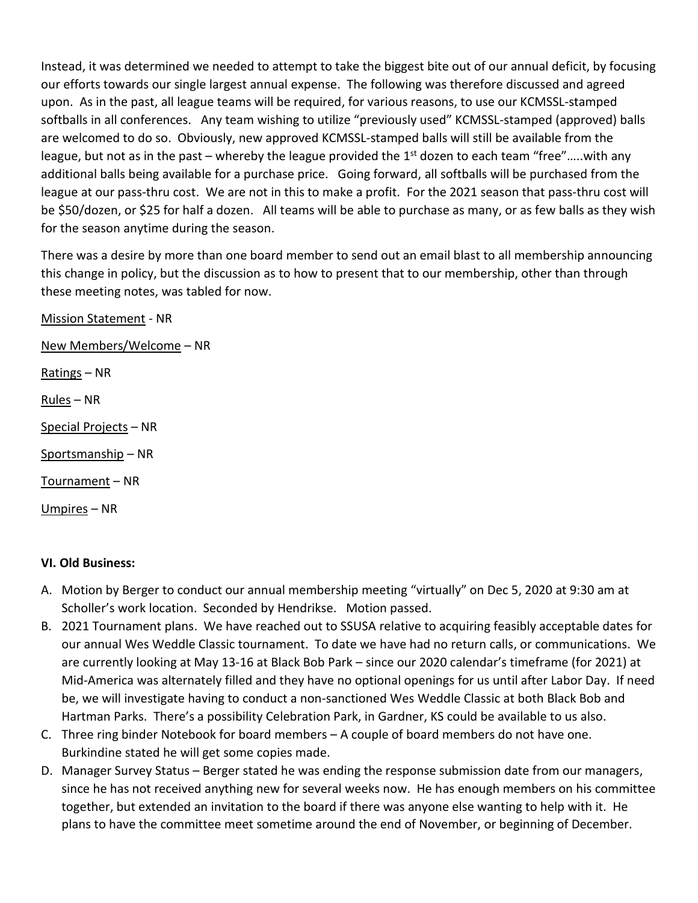Instead, it was determined we needed to attempt to take the biggest bite out of our annual deficit, by focusing our efforts towards our single largest annual expense. The following was therefore discussed and agreed upon. As in the past, all league teams will be required, for various reasons, to use our KCMSSL-stamped softballs in all conferences. Any team wishing to utilize "previously used" KCMSSL-stamped (approved) balls are welcomed to do so. Obviously, new approved KCMSSL-stamped balls will still be available from the league, but not as in the past – whereby the league provided the 1st dozen to each team "free"…..with any additional balls being available for a purchase price. Going forward, all softballs will be purchased from the league at our pass-thru cost. We are not in this to make a profit. For the 2021 season that pass-thru cost will be $50/dozen, or $25 for half a dozen. All teams will be able to purchase as many, or as few balls as they wish for the season anytime during the season.

There was a desire by more than one board member to send out an email blast to all membership announcing this change in policy, but the discussion as to how to present that to our membership, other than through these meeting notes, was tabled for now.

<u>Mission Statement</u> - NR

<u>New Members/Welcome</u> – NR

<u>Ratings</u> – NR

<u>Rules</u> – NR

<u>Special Projects</u> – NR

<u>Sportsmanship</u> – NR

<u>Tournament</u> – NR

<u>Umpires</u> – NR

**VI. Old Business:**

A. Motion by Berger to conduct our annual membership meeting "virtually" on Dec 5, 2020 at 9:30 am at Scholler's work location. Seconded by Hendrikse. Motion passed.
B. 2021 Tournament plans. We have reached out to SSUSA relative to acquiring feasibly acceptable dates for our annual Wes Weddle Classic tournament. To date we have had no return calls, or communications. We are currently looking at May 13-16 at Black Bob Park – since our 2020 calendar's timeframe (for 2021) at Mid-America was alternately filled and they have no optional openings for us until after Labor Day. If need be, we will investigate having to conduct a non-sanctioned Wes Weddle Classic at both Black Bob and Hartman Parks. There's a possibility Celebration Park, in Gardner, KS could be available to us also.
C. Three ring binder Notebook for board members – A couple of board members do not have one. Burkindine stated he will get some copies made.
D. Manager Survey Status – Berger stated he was ending the response submission date from our managers, since he has not received anything new for several weeks now. He has enough members on his committee together, but extended an invitation to the board if there was anyone else wanting to help with it. He plans to have the committee meet sometime around the end of November, or beginning of December.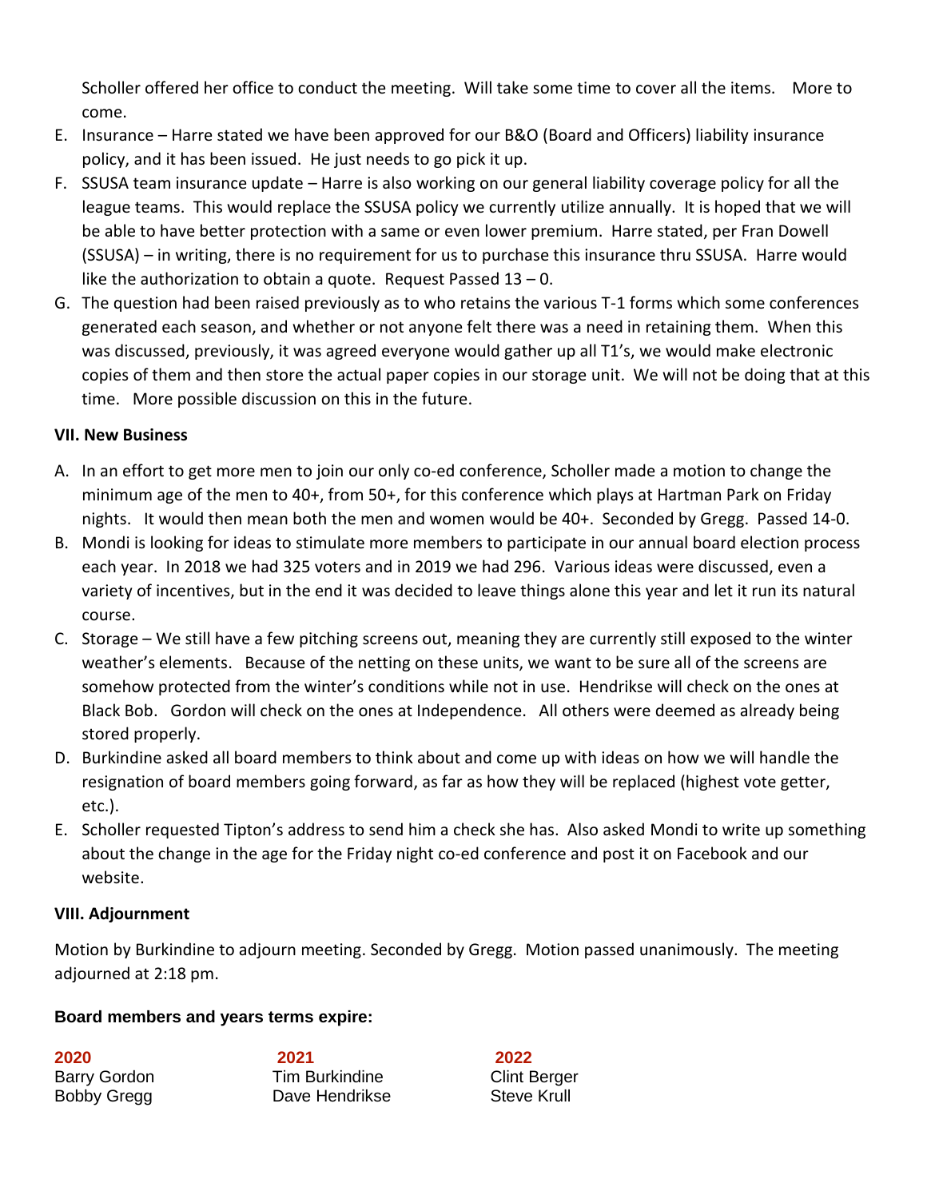Scholler offered her office to conduct the meeting. Will take some time to cover all the items. More to come.

E. Insurance – Harre stated we have been approved for our B&O (Board and Officers) liability insurance policy, and it has been issued. He just needs to go pick it up.
F. SSUSA team insurance update – Harre is also working on our general liability coverage policy for all the league teams. This would replace the SSUSA policy we currently utilize annually. It is hoped that we will be able to have better protection with a same or even lower premium. Harre stated, per Fran Dowell (SSUSA) – in writing, there is no requirement for us to purchase this insurance thru SSUSA. Harre would like the authorization to obtain a quote. Request Passed 13 – 0.
G. The question had been raised previously as to who retains the various T-1 forms which some conferences generated each season, and whether or not anyone felt there was a need in retaining them. When this was discussed, previously, it was agreed everyone would gather up all T1's, we would make electronic copies of them and then store the actual paper copies in our storage unit. We will not be doing that at this time. More possible discussion on this in the future.

**VII. New Business**

A. In an effort to get more men to join our only co-ed conference, Scholler made a motion to change the minimum age of the men to 40+, from 50+, for this conference which plays at Hartman Park on Friday nights. It would then mean both the men and women would be 40+. Seconded by Gregg. Passed 14-0.
B. Mondi is looking for ideas to stimulate more members to participate in our annual board election process each year. In 2018 we had 325 voters and in 2019 we had 296. Various ideas were discussed, even a variety of incentives, but in the end it was decided to leave things alone this year and let it run its natural course.
C. Storage – We still have a few pitching screens out, meaning they are currently still exposed to the winter weather's elements. Because of the netting on these units, we want to be sure all of the screens are somehow protected from the winter's conditions while not in use. Hendrikse will check on the ones at Black Bob. Gordon will check on the ones at Independence. All others were deemed as already being stored properly.
D. Burkindine asked all board members to think about and come up with ideas on how we will handle the resignation of board members going forward, as far as how they will be replaced (highest vote getter, etc.).
E. Scholler requested Tipton's address to send him a check she has. Also asked Mondi to write up something about the change in the age for the Friday night co-ed conference and post it on Facebook and our website.

**VIII. Adjournment**

Motion by Burkindine to adjourn meeting. Seconded by Gregg. Motion passed unanimously. The meeting adjourned at 2:18 pm.

**Board members and years terms expire:**

| 2020 | 2021 | 2022 |
|---|---|---|
| Barry Gordon | Tim Burkindine | Clint Berger |
| Bobby Gregg | Dave Hendrikse | Steve Krull |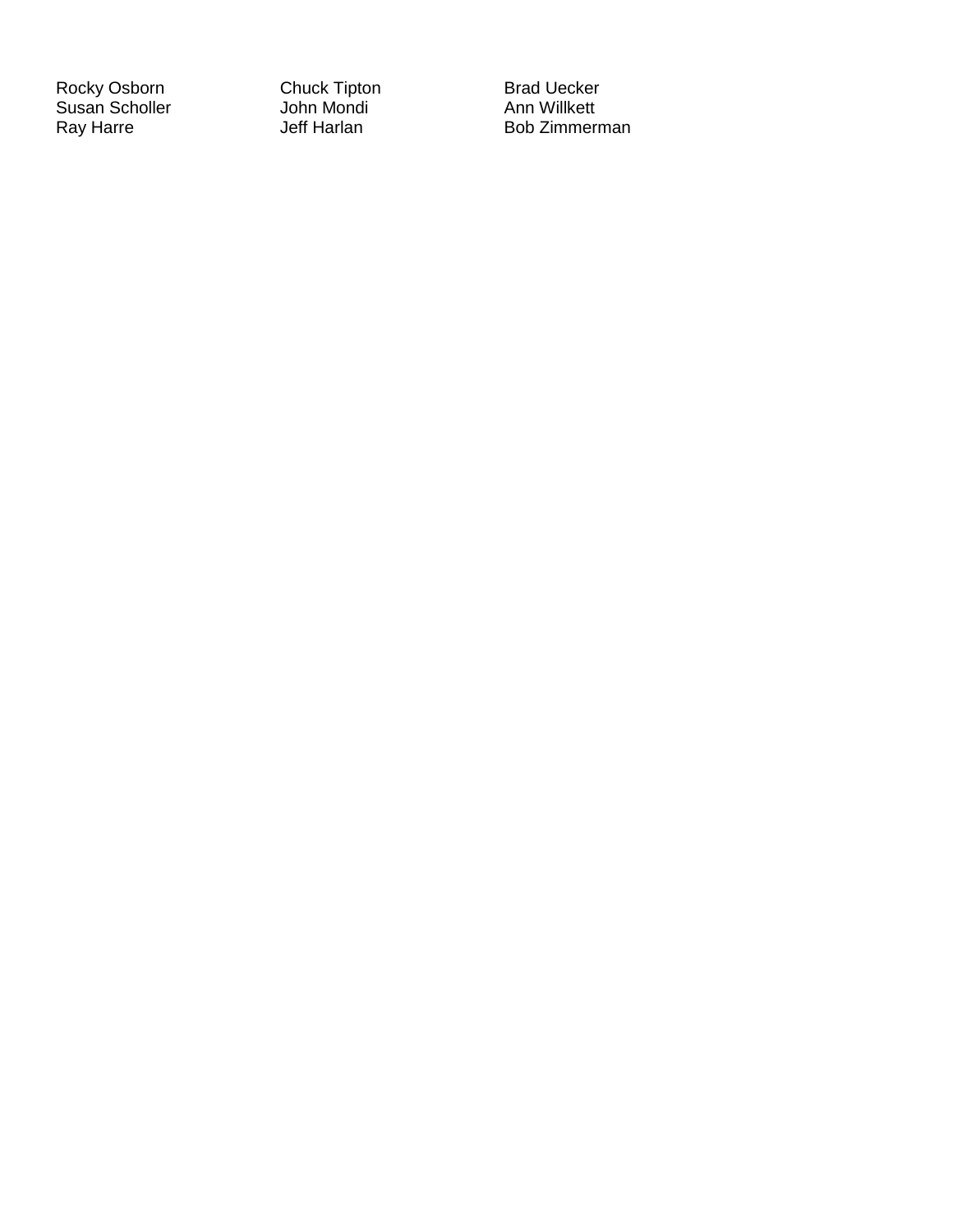| | | |
|---|---|---|
| Rocky Osborn | Chuck Tipton | Brad Uecker |
| Susan Scholler | John Mondi | Ann Willkett |
| Ray Harre | Jeff Harlan | Bob Zimmerman |